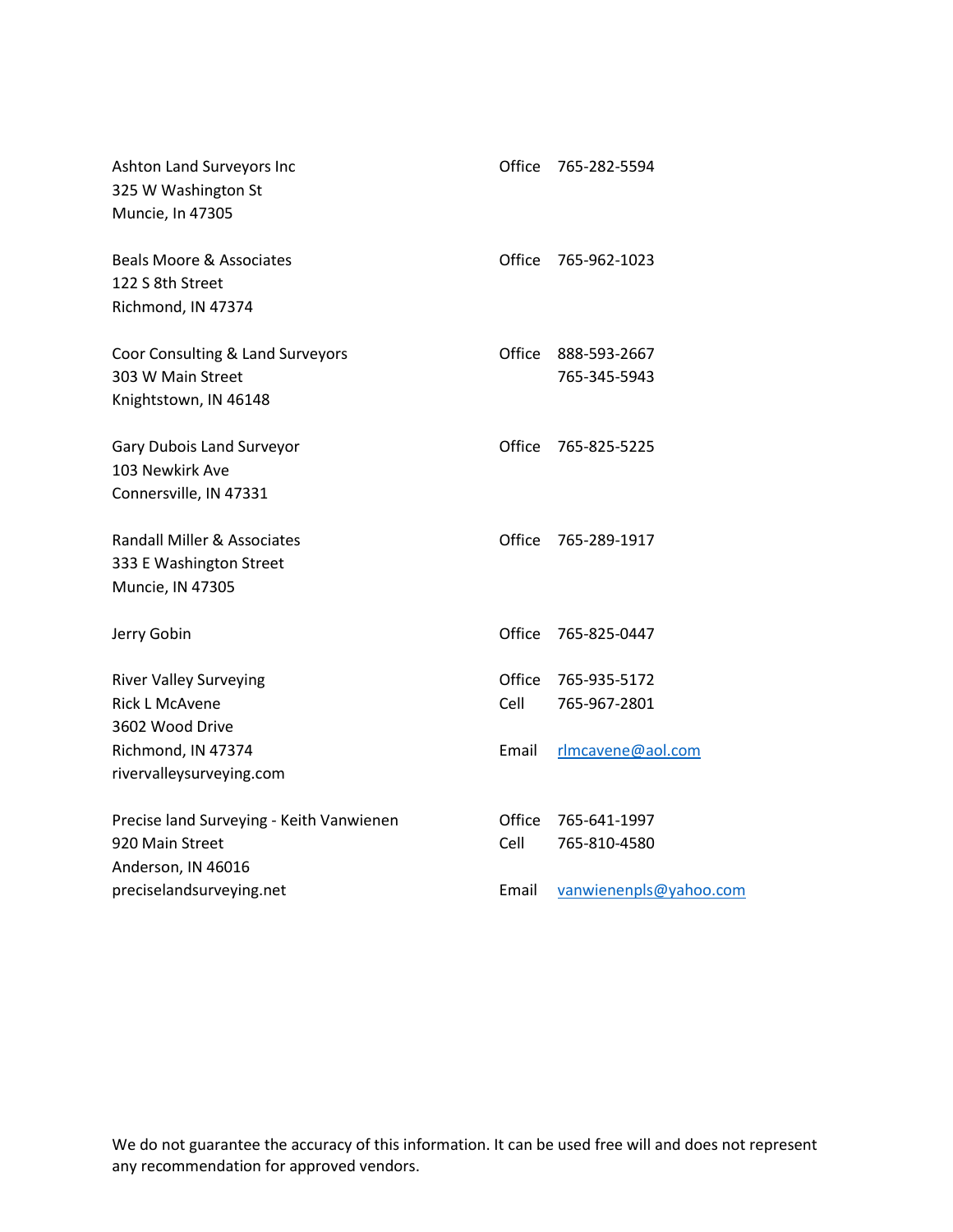| | | |
|---|---|---|
| Ashton Land Surveyors Inc<br>325 W Washington St<br>Muncie, In 47305 | Office | 765-282-5594 |
| Beals Moore & Associates<br>122 S 8th Street<br>Richmond, IN 47374 | Office | 765-962-1023 |
| Coor Consulting & Land Surveyors<br>303 W Main Street<br>Knightstown, IN 46148 | Office | 888-593-2667<br>765-345-5943 |
| Gary Dubois Land Surveyor<br>103 Newkirk Ave<br>Connersville, IN 47331 | Office | 765-825-5225 |
| Randall Miller & Associates<br>333 E Washington Street<br>Muncie, IN 47305 | Office | 765-289-1917 |
| Jerry Gobin | Office | 765-825-0447 |
| River Valley Surveying<br>Rick L McAvene<br>3602 Wood Drive<br>Richmond, IN 47374<br>rivervalleysurveying.com | Office<br>Cell<br><br>Email | 765-935-5172<br>765-967-2801<br><br>rlmcavene@aol.com |
| Precise land Surveying - Keith Vanwienen<br>920 Main Street<br>Anderson, IN 46016<br>preciselandsurveying.net | Office<br>Cell<br><br>Email | 765-641-1997<br>765-810-4580<br><br>vanwienenpls@yahoo.com |

We do not guarantee the accuracy of this information. It can be used free will and does not represent any recommendation for approved vendors.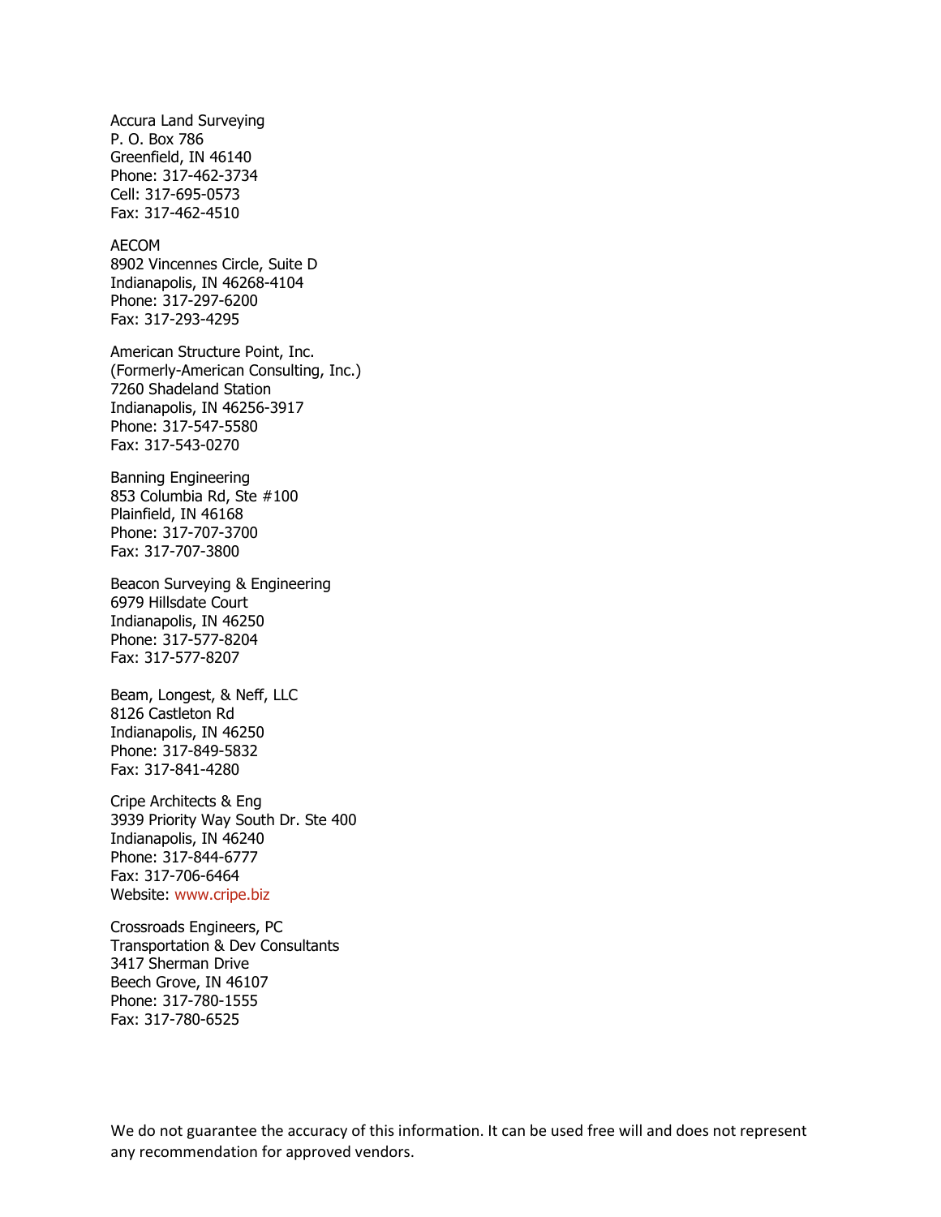Accura Land Surveying
P. O. Box 786
Greenfield, IN 46140
Phone: 317-462-3734
Cell: 317-695-0573
Fax: 317-462-4510

AECOM
8902 Vincennes Circle, Suite D
Indianapolis, IN 46268-4104
Phone: 317-297-6200
Fax: 317-293-4295

American Structure Point, Inc.
(Formerly-American Consulting, Inc.)
7260 Shadeland Station
Indianapolis, IN 46256-3917
Phone: 317-547-5580
Fax: 317-543-0270

Banning Engineering
853 Columbia Rd, Ste #100
Plainfield, IN 46168
Phone: 317-707-3700
Fax: 317-707-3800

Beacon Surveying & Engineering
6979 Hillsdate Court
Indianapolis, IN 46250
Phone: 317-577-8204
Fax: 317-577-8207

Beam, Longest, & Neff, LLC
8126 Castleton Rd
Indianapolis, IN 46250
Phone: 317-849-5832
Fax: 317-841-4280

Cripe Architects & Eng
3939 Priority Way South Dr. Ste 400
Indianapolis, IN 46240
Phone: 317-844-6777
Fax: 317-706-6464
Website: www.cripe.biz

Crossroads Engineers, PC
Transportation & Dev Consultants
3417 Sherman Drive
Beech Grove, IN 46107
Phone: 317-780-1555
Fax: 317-780-6525

We do not guarantee the accuracy of this information. It can be used free will and does not represent any recommendation for approved vendors.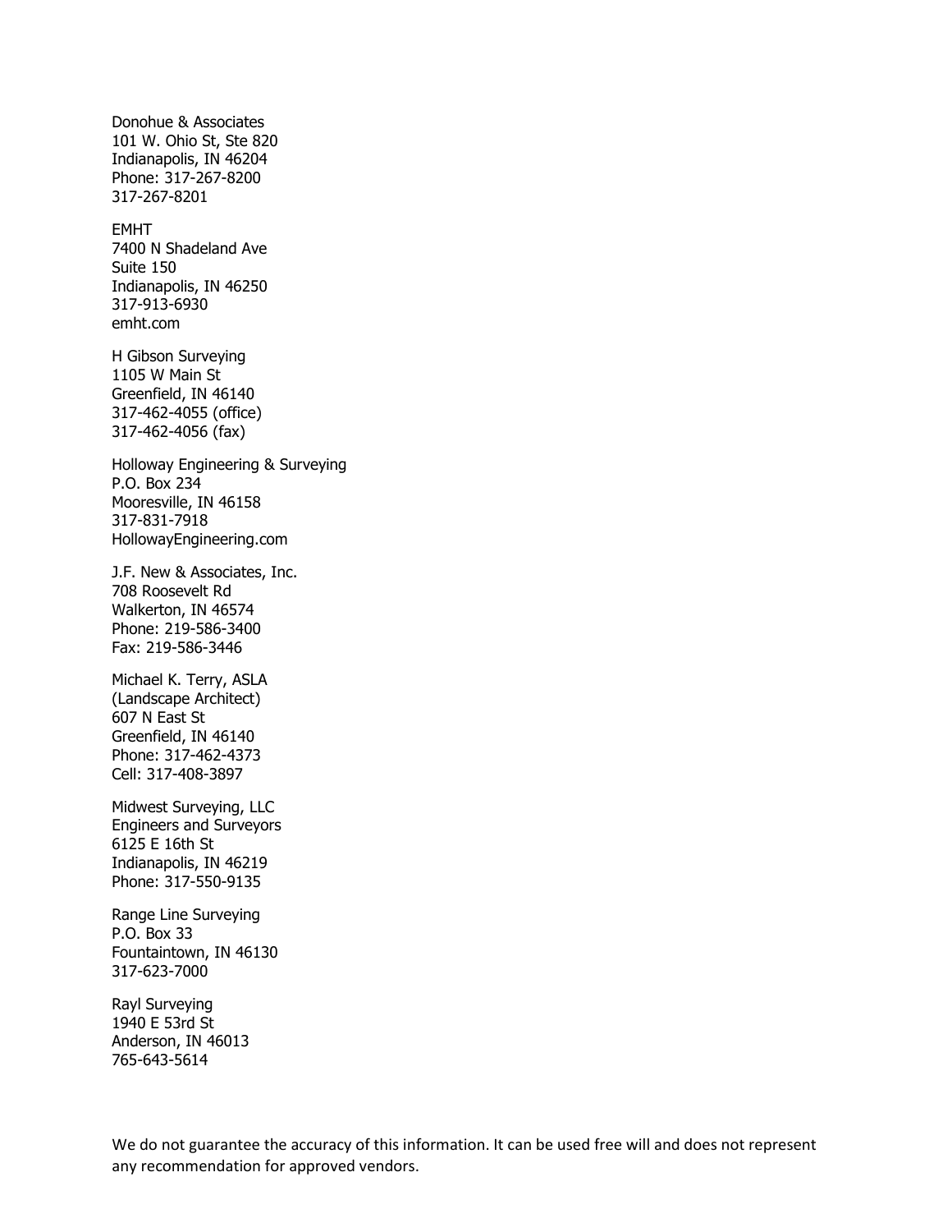Donohue & Associates
101 W. Ohio St, Ste 820
Indianapolis, IN 46204
Phone: 317-267-8200
317-267-8201

EMHT
7400 N Shadeland Ave
Suite 150
Indianapolis, IN 46250
317-913-6930
emht.com

H Gibson Surveying
1105 W Main St
Greenfield, IN 46140
317-462-4055 (office)
317-462-4056 (fax)

Holloway Engineering & Surveying
P.O. Box 234
Mooresville, IN 46158
317-831-7918
HollowayEngineering.com

J.F. New & Associates, Inc.
708 Roosevelt Rd
Walkerton, IN 46574
Phone: 219-586-3400
Fax: 219-586-3446

Michael K. Terry, ASLA
(Landscape Architect)
607 N East St
Greenfield, IN 46140
Phone: 317-462-4373
Cell: 317-408-3897

Midwest Surveying, LLC
Engineers and Surveyors
6125 E 16th St
Indianapolis, IN 46219
Phone: 317-550-9135

Range Line Surveying
P.O. Box 33
Fountaintown, IN 46130
317-623-7000

Rayl Surveying
1940 E 53rd St
Anderson, IN 46013
765-643-5614

We do not guarantee the accuracy of this information. It can be used free will and does not represent any recommendation for approved vendors.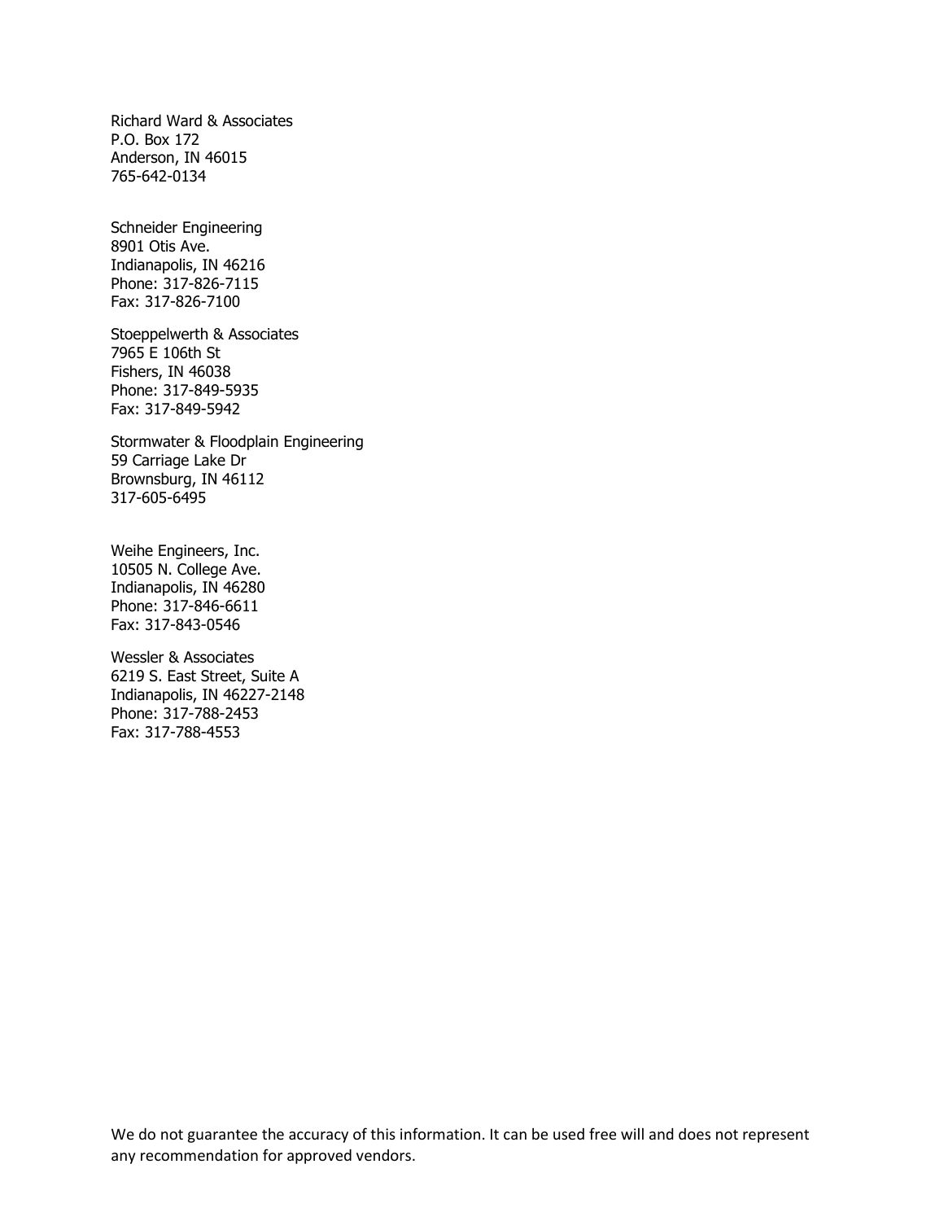Richard Ward & Associates
P.O. Box 172
Anderson, IN 46015
765-642-0134

Schneider Engineering
8901 Otis Ave.
Indianapolis, IN 46216
Phone: 317-826-7115
Fax: 317-826-7100

Stoeppelwerth & Associates
7965 E 106th St
Fishers, IN 46038
Phone: 317-849-5935
Fax: 317-849-5942

Stormwater & Floodplain Engineering
59 Carriage Lake Dr
Brownsburg, IN 46112
317-605-6495

Weihe Engineers, Inc.
10505 N. College Ave.
Indianapolis, IN 46280
Phone: 317-846-6611
Fax: 317-843-0546

Wessler & Associates
6219 S. East Street, Suite A
Indianapolis, IN 46227-2148
Phone: 317-788-2453
Fax: 317-788-4553

We do not guarantee the accuracy of this information. It can be used free will and does not represent any recommendation for approved vendors.